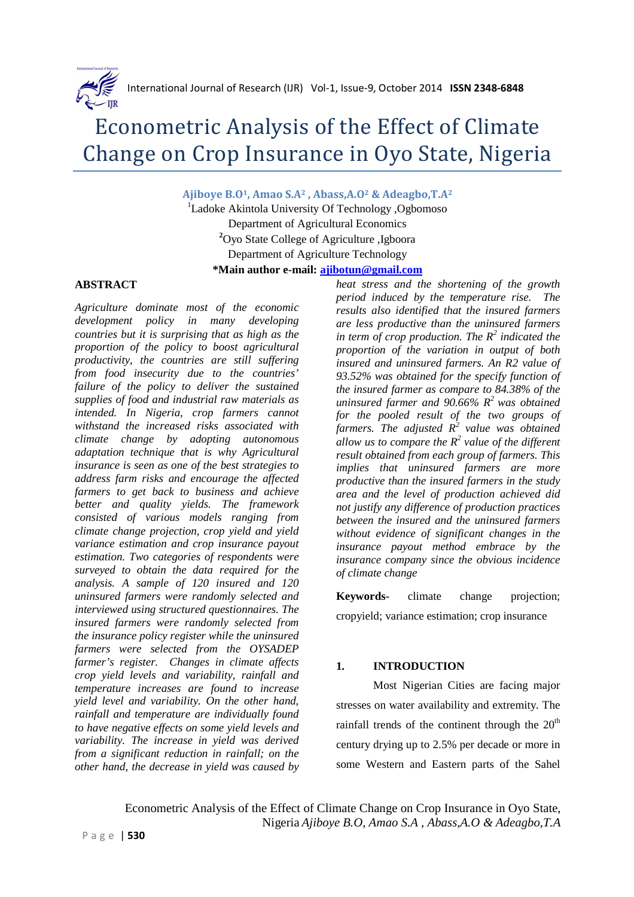# Econometric Analysis of the Effect of Climate Change on Crop Insurance in Oyo State, Nigeria

**Ajiboye B.O[1], Amao S.A[2] , Abass,A.O[2] & Adeagbo,T.A[2]**

[1]Ladoke Akintola University Of Technology ,Ogbomoso
Department of Agricultural Economics
[2]Oyo State College of Agriculture ,Igboora
Department of Agriculture Technology

**\*Main author e-mail: ajibotun@gmail.com**

## ABSTRACT

*Agriculture dominate most of the economic development policy in many developing countries but it is surprising that as high as the proportion of the policy to boost agricultural productivity, the countries are still suffering from food insecurity due to the countries' failure of the policy to deliver the sustained supplies of food and industrial raw materials as intended. In Nigeria, crop farmers cannot withstand the increased risks associated with climate change by adopting autonomous adaptation technique that is why Agricultural insurance is seen as one of the best strategies to address farm risks and encourage the affected farmers to get back to business and achieve better and quality yields. The framework consisted of various models ranging from climate change projection, crop yield and yield variance estimation and crop insurance payout estimation. Two categories of respondents were surveyed to obtain the data required for the analysis. A sample of 120 insured and 120 uninsured farmers were randomly selected and interviewed using structured questionnaires. The insured farmers were randomly selected from the insurance policy register while the uninsured farmers were selected from the OYSADEP farmer's register. Changes in climate affects crop yield levels and variability, rainfall and temperature increases are found to increase yield level and variability. On the other hand, rainfall and temperature are individually found to have negative effects on some yield levels and variability. The increase in yield was derived from a significant reduction in rainfall; on the other hand, the decrease in yield was caused by heat stress and the shortening of the growth period induced by the temperature rise. The results also identified that the insured farmers are less productive than the uninsured farmers in term of crop production. The $R^2$ indicated the proportion of the variation in output of both insured and uninsured farmers. An R2 value of 93.52% was obtained for the specify function of the insured farmer as compare to 84.38% of the uninsured farmer and 90.66% $R^2$ was obtained for the pooled result of the two groups of farmers. The adjusted $R^2$ value was obtained allow us to compare the $R^2$ value of the different result obtained from each group of farmers. This implies that uninsured farmers are more productive than the insured farmers in the study area and the level of production achieved did not justify any difference of production practices between the insured and the uninsured farmers without evidence of significant changes in the insurance payout method embrace by the insurance company since the obvious incidence of climate change*

**Keywords-** climate change projection; cropyield; variance estimation; crop insurance

## 1. INTRODUCTION

Most Nigerian Cities are facing major stresses on water availability and extremity. The rainfall trends of the continent through the 20th century drying up to 2.5% per decade or more in some Western and Eastern parts of the Sahel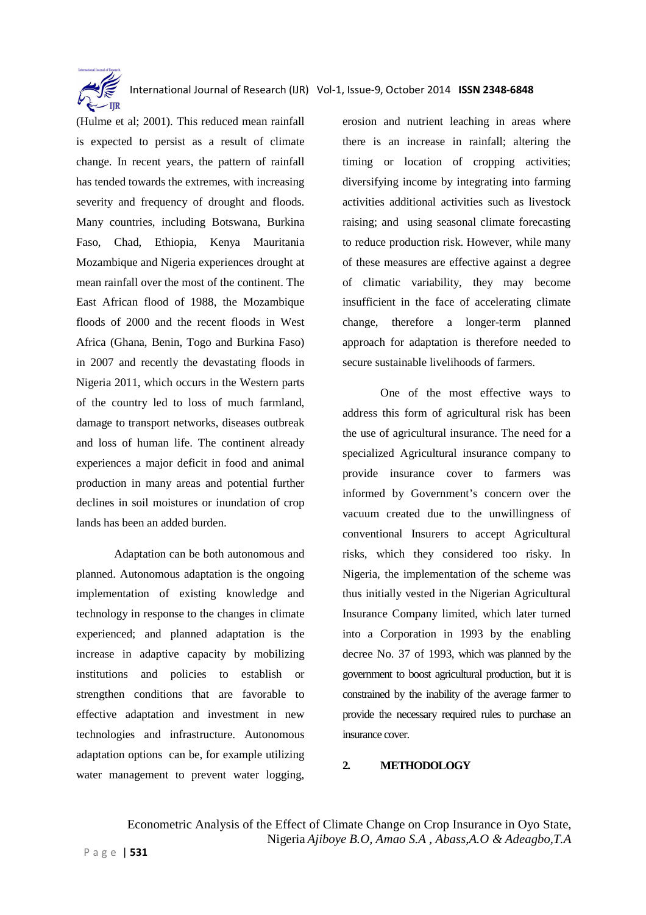(Hulme et al; 2001). This reduced mean rainfall is expected to persist as a result of climate change. In recent years, the pattern of rainfall has tended towards the extremes, with increasing severity and frequency of drought and floods. Many countries, including Botswana, Burkina Faso, Chad, Ethiopia, Kenya Mauritania Mozambique and Nigeria experiences drought at mean rainfall over the most of the continent. The East African flood of 1988, the Mozambique floods of 2000 and the recent floods in West Africa (Ghana, Benin, Togo and Burkina Faso) in 2007 and recently the devastating floods in Nigeria 2011, which occurs in the Western parts of the country led to loss of much farmland, damage to transport networks, diseases outbreak and loss of human life. The continent already experiences a major deficit in food and animal production in many areas and potential further declines in soil moistures or inundation of crop lands has been an added burden.

Adaptation can be both autonomous and planned. Autonomous adaptation is the ongoing implementation of existing knowledge and technology in response to the changes in climate experienced; and planned adaptation is the increase in adaptive capacity by mobilizing institutions and policies to establish or strengthen conditions that are favorable to effective adaptation and investment in new technologies and infrastructure. Autonomous adaptation options can be, for example utilizing water management to prevent water logging, erosion and nutrient leaching in areas where there is an increase in rainfall; altering the timing or location of cropping activities; diversifying income by integrating into farming activities additional activities such as livestock raising; and using seasonal climate forecasting to reduce production risk. However, while many of these measures are effective against a degree of climatic variability, they may become insufficient in the face of accelerating climate change, therefore a longer-term planned approach for adaptation is therefore needed to secure sustainable livelihoods of farmers.

One of the most effective ways to address this form of agricultural risk has been the use of agricultural insurance. The need for a specialized Agricultural insurance company to provide insurance cover to farmers was informed by Government's concern over the vacuum created due to the unwillingness of conventional Insurers to accept Agricultural risks, which they considered too risky. In Nigeria, the implementation of the scheme was thus initially vested in the Nigerian Agricultural Insurance Company limited, which later turned into a Corporation in 1993 by the enabling decree No. 37 of 1993, which was planned by the government to boost agricultural production, but it is constrained by the inability of the average farmer to provide the necessary required rules to purchase an insurance cover.

## 2. METHODOLOGY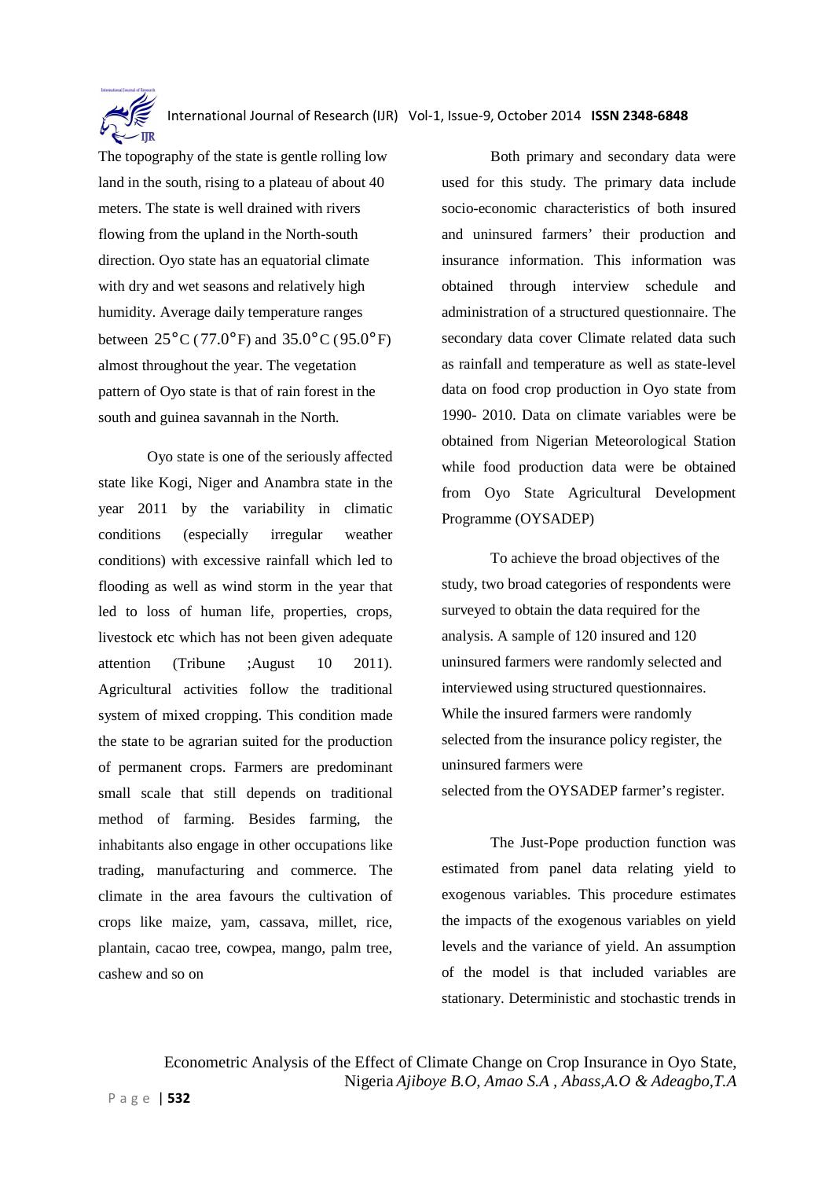The topography of the state is gentle rolling low land in the south, rising to a plateau of about 40 meters. The state is well drained with rivers flowing from the upland in the North-south direction. Oyo state has an equatorial climate with dry and wet seasons and relatively high humidity. Average daily temperature ranges between 25°C (77.0°F) and 35.0°C (95.0°F) almost throughout the year. The vegetation pattern of Oyo state is that of rain forest in the south and guinea savannah in the North.

Oyo state is one of the seriously affected state like Kogi, Niger and Anambra state in the year 2011 by the variability in climatic conditions (especially irregular weather conditions) with excessive rainfall which led to flooding as well as wind storm in the year that led to loss of human life, properties, crops, livestock etc which has not been given adequate attention (Tribune ;August 10 2011). Agricultural activities follow the traditional system of mixed cropping. This condition made the state to be agrarian suited for the production of permanent crops. Farmers are predominant small scale that still depends on traditional method of farming. Besides farming, the inhabitants also engage in other occupations like trading, manufacturing and commerce. The climate in the area favours the cultivation of crops like maize, yam, cassava, millet, rice, plantain, cacao tree, cowpea, mango, palm tree, cashew and so on

Both primary and secondary data were used for this study. The primary data include socio-economic characteristics of both insured and uninsured farmers' their production and insurance information. This information was obtained through interview schedule and administration of a structured questionnaire. The secondary data cover Climate related data such as rainfall and temperature as well as state-level data on food crop production in Oyo state from 1990- 2010. Data on climate variables were be obtained from Nigerian Meteorological Station while food production data were be obtained from Oyo State Agricultural Development Programme (OYSADEP)

To achieve the broad objectives of the study, two broad categories of respondents were surveyed to obtain the data required for the analysis. A sample of 120 insured and 120 uninsured farmers were randomly selected and interviewed using structured questionnaires. While the insured farmers were randomly selected from the insurance policy register, the uninsured farmers were selected from the OYSADEP farmer's register.

The Just-Pope production function was estimated from panel data relating yield to exogenous variables. This procedure estimates the impacts of the exogenous variables on yield levels and the variance of yield. An assumption of the model is that included variables are stationary. Deterministic and stochastic trends in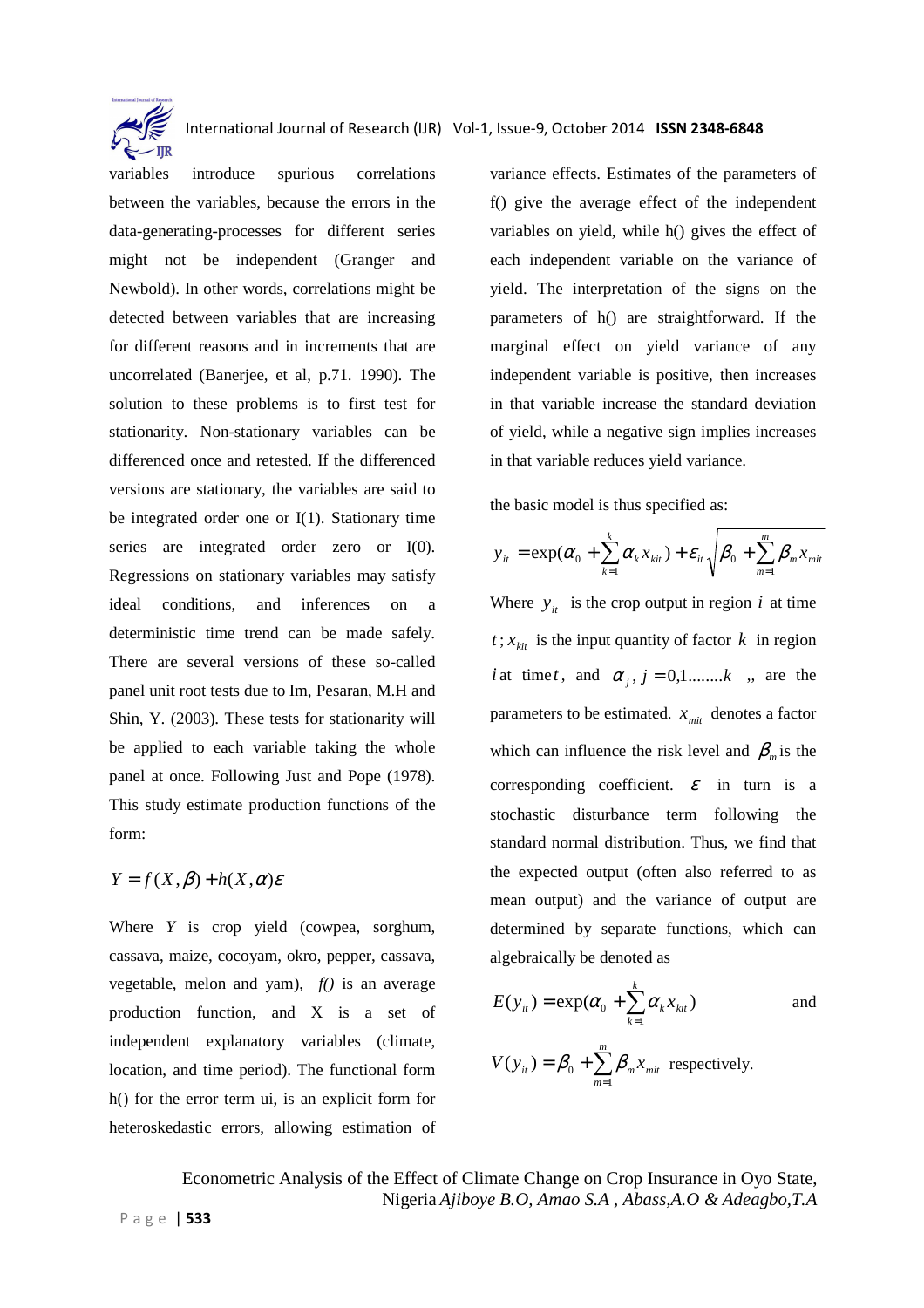variables introduce spurious correlations between the variables, because the errors in the data-generating-processes for different series might not be independent (Granger and Newbold). In other words, correlations might be detected between variables that are increasing for different reasons and in increments that are uncorrelated (Banerjee, et al, p.71. 1990). The solution to these problems is to first test for stationarity. Non-stationary variables can be differenced once and retested. If the differenced versions are stationary, the variables are said to be integrated order one or I(1). Stationary time series are integrated order zero or I(0). Regressions on stationary variables may satisfy ideal conditions, and inferences on a deterministic time trend can be made safely. There are several versions of these so-called panel unit root tests due to Im, Pesaran, M.H and Shin, Y. (2003). These tests for stationarity will be applied to each variable taking the whole panel at once. Following Just and Pope (1978). This study estimate production functions of the form:

$$Y = f(X,\beta) + h(X,\alpha)\varepsilon$$

Where $Y$ is crop yield (cowpea, sorghum, cassava, maize, cocoyam, okro, pepper, cassava, vegetable, melon and yam), *f()* is an average production function, and X is a set of independent explanatory variables (climate, location, and time period). The functional form h() for the error term ui, is an explicit form for heteroskedastic errors, allowing estimation of variance effects. Estimates of the parameters of f() give the average effect of the independent variables on yield, while h() gives the effect of each independent variable on the variance of yield. The interpretation of the signs on the parameters of h() are straightforward. If the marginal effect on yield variance of any independent variable is positive, then increases in that variable increase the standard deviation of yield, while a negative sign implies increases in that variable reduces yield variance.

the basic model is thus specified as:

$$y_{it} = \exp(\alpha_0 + \sum_{k=1}^{k} \alpha_k x_{kit}) + \varepsilon_{it}\sqrt{\beta_0 + \sum_{m=1}^{m} \beta_m x_{mit}}$$

Where $y_{it}$ is the crop output in region $i$ at time $t$; $x_{kit}$ is the input quantity of factor $k$ in region $i$ at time $t$, and $\alpha_j, j = 0,1........k$ ,, are the parameters to be estimated. $x_{mit}$ denotes a factor which can influence the risk level and $\beta_m$ is the corresponding coefficient. $\varepsilon$ in turn is a stochastic disturbance term following the standard normal distribution. Thus, we find that the expected output (often also referred to as mean output) and the variance of output are determined by separate functions, which can algebraically be denoted as

$$E(y_{it}) = \exp(\alpha_0 + \sum_{k=1}^{k} \alpha_k x_{kit}) \quad \text{and}$$

$$V(y_{it}) = \beta_0 + \sum_{m=1}^{m} \beta_m x_{mit} \quad \text{respectively.}$$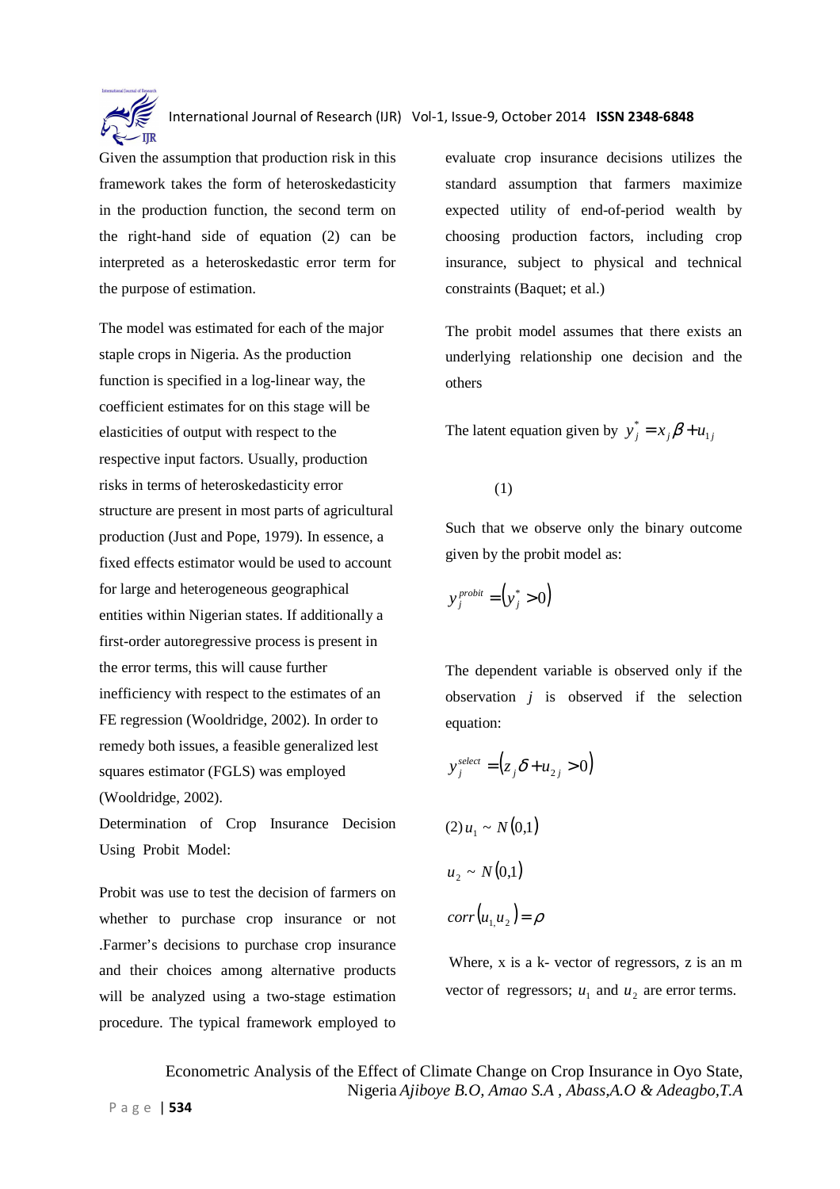Given the assumption that production risk in this framework takes the form of heteroskedasticity in the production function, the second term on the right-hand side of equation (2) can be interpreted as a heteroskedastic error term for the purpose of estimation.

The model was estimated for each of the major staple crops in Nigeria. As the production function is specified in a log-linear way, the coefficient estimates for on this stage will be elasticities of output with respect to the respective input factors. Usually, production risks in terms of heteroskedasticity error structure are present in most parts of agricultural production (Just and Pope, 1979). In essence, a fixed effects estimator would be used to account for large and heterogeneous geographical entities within Nigerian states. If additionally a first-order autoregressive process is present in the error terms, this will cause further inefficiency with respect to the estimates of an FE regression (Wooldridge, 2002). In order to remedy both issues, a feasible generalized lest squares estimator (FGLS) was employed (Wooldridge, 2002).

Determination of Crop Insurance Decision Using Probit Model:

Probit was use to test the decision of farmers on whether to purchase crop insurance or not .Farmer's decisions to purchase crop insurance and their choices among alternative products will be analyzed using a two-stage estimation procedure. The typical framework employed to evaluate crop insurance decisions utilizes the standard assumption that farmers maximize expected utility of end-of-period wealth by choosing production factors, including crop insurance, subject to physical and technical constraints (Baquet; et al.)

The probit model assumes that there exists an underlying relationship one decision and the others

The latent equation given by $y_j^* = x_j \beta + u_{1j}$

(1)

Such that we observe only the binary outcome given by the probit model as:

$$y_j^{probit} = \left(y_j^* > 0\right)$$

The dependent variable is observed only if the observation $j$ is observed if the selection equation:

$$y_j^{select} = \left(z_j \delta + u_{2j} > 0\right)$$

(2) $u_1 \sim N(0,1)$

$u_2 \sim N(0,1)$

$corr\left(u_1, u_2\right) = \rho$

Where, x is a k- vector of regressors, z is an m vector of regressors; $u_1$ and $u_2$ are error terms.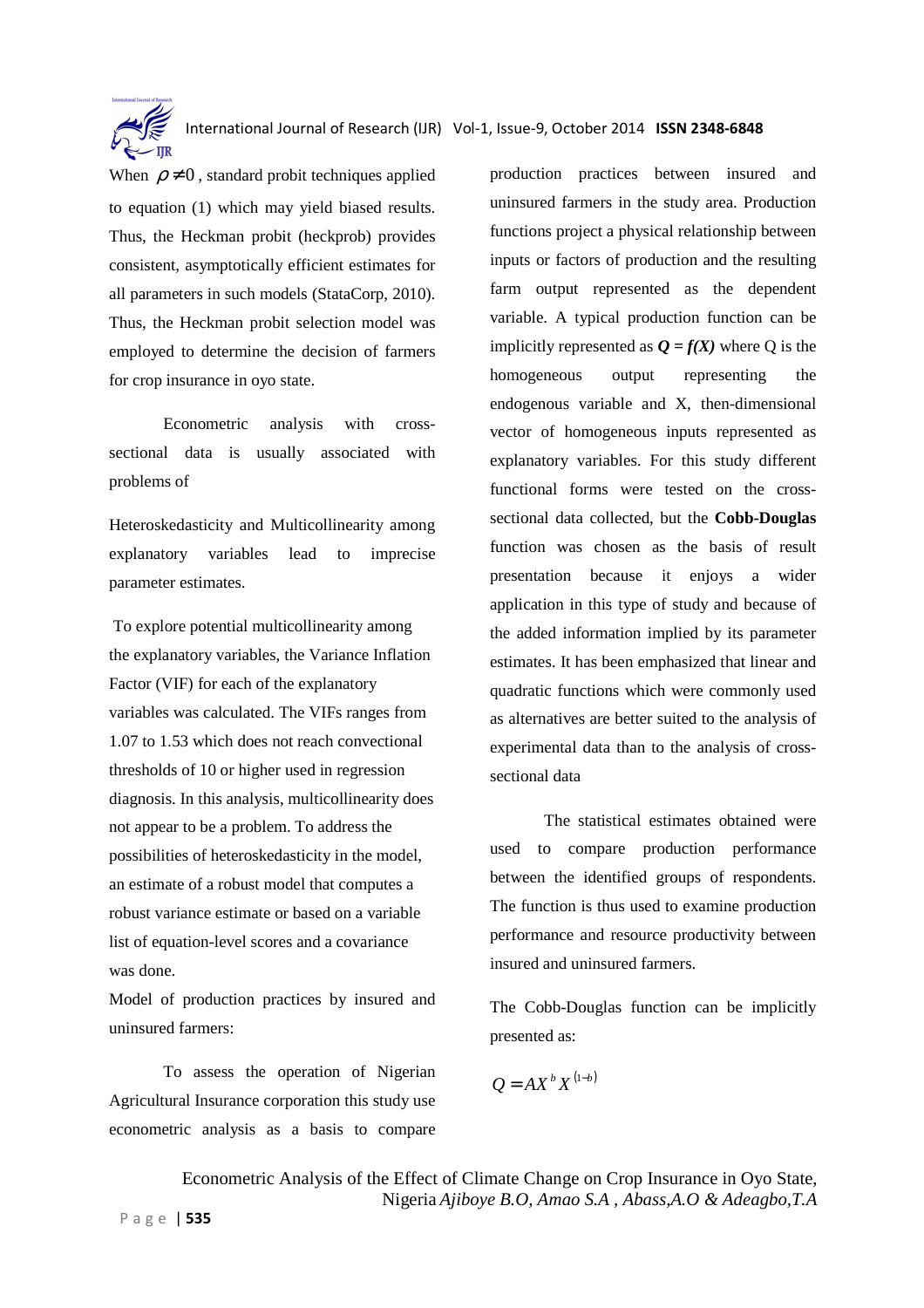When $\rho \neq 0$, standard probit techniques applied to equation (1) which may yield biased results. Thus, the Heckman probit (heckprob) provides consistent, asymptotically efficient estimates for all parameters in such models (StataCorp, 2010). Thus, the Heckman probit selection model was employed to determine the decision of farmers for crop insurance in oyo state.

Econometric analysis with cross-sectional data is usually associated with problems of

Heteroskedasticity and Multicollinearity among explanatory variables lead to imprecise parameter estimates.

To explore potential multicollinearity among the explanatory variables, the Variance Inflation Factor (VIF) for each of the explanatory variables was calculated. The VIFs ranges from 1.07 to 1.53 which does not reach convectional thresholds of 10 or higher used in regression diagnosis. In this analysis, multicollinearity does not appear to be a problem. To address the possibilities of heteroskedasticity in the model, an estimate of a robust model that computes a robust variance estimate or based on a variable list of equation-level scores and a covariance was done.

Model of production practices by insured and uninsured farmers:

To assess the operation of Nigerian Agricultural Insurance corporation this study use econometric analysis as a basis to compare production practices between insured and uninsured farmers in the study area. Production functions project a physical relationship between inputs or factors of production and the resulting farm output represented as the dependent variable. A typical production function can be implicitly represented as ***Q = f(X)*** where Q is the homogeneous output representing the endogenous variable and X, then-dimensional vector of homogeneous inputs represented as explanatory variables. For this study different functional forms were tested on the cross-sectional data collected, but the **Cobb-Douglas** function was chosen as the basis of result presentation because it enjoys a wider application in this type of study and because of the added information implied by its parameter estimates. It has been emphasized that linear and quadratic functions which were commonly used as alternatives are better suited to the analysis of experimental data than to the analysis of cross-sectional data

The statistical estimates obtained were used to compare production performance between the identified groups of respondents. The function is thus used to examine production performance and resource productivity between insured and uninsured farmers.

The Cobb-Douglas function can be implicitly presented as:

$$Q = AX^{b}X^{(1-b)}$$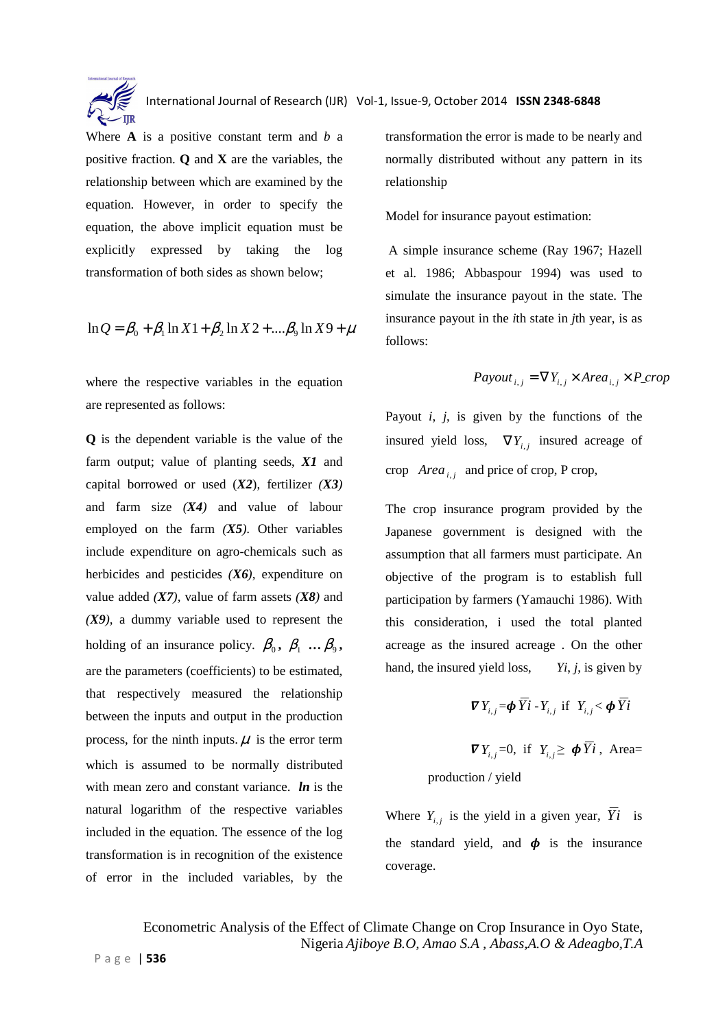Where **A** is a positive constant term and *b* a positive fraction. **Q** and **X** are the variables, the relationship between which are examined by the equation. However, in order to specify the equation, the above implicit equation must be explicitly expressed by taking the log transformation of both sides as shown below;

$$\ln Q = \beta_0 + \beta_1 \ln X1 + \beta_2 \ln X2 + ....\beta_9 \ln X9 + \mu$$

where the respective variables in the equation are represented as follows:

**Q** is the dependent variable is the value of the farm output; value of planting seeds, ***X1*** and capital borrowed or used (***X2***), fertilizer ***(X3)*** and farm size ***(X4)*** and value of labour employed on the farm ***(X5)***. Other variables include expenditure on agro-chemicals such as herbicides and pesticides ***(X6)***, expenditure on value added ***(X7)***, value of farm assets ***(X8)*** and ***(X9)***, a dummy variable used to represent the holding of an insurance policy. $\beta_0, \beta_1 ... \beta_9$, are the parameters (coefficients) to be estimated, that respectively measured the relationship between the inputs and output in the production process, for the ninth inputs. $\mu$ is the error term which is assumed to be normally distributed with mean zero and constant variance. ***ln*** is the natural logarithm of the respective variables included in the equation. The essence of the log transformation is in recognition of the existence of error in the included variables, by the transformation the error is made to be nearly and normally distributed without any pattern in its relationship

Model for insurance payout estimation:

A simple insurance scheme (Ray 1967; Hazell et al. 1986; Abbaspour 1994) was used to simulate the insurance payout in the state. The insurance payout in the *i*th state in *j*th year, is as follows:

$$Payout_{i,j} = \nabla Y_{i,j} \times Area_{i,j} \times P\_crop$$

Payout *i*, *j*, is given by the functions of the insured yield loss, $\nabla Y_{i,j}$ insured acreage of crop $Area_{i,j}$ and price of crop, P crop,

The crop insurance program provided by the Japanese government is designed with the assumption that all farmers must participate. An objective of the program is to establish full participation by farmers (Yamauchi 1986). With this consideration, i used the total planted acreage as the insured acreage . On the other hand, the insured yield loss, *Yi, j*, is given by

$$\nabla Y_{i,j} = \phi \, \overline{Y}i - Y_{i,j} \text{ if } Y_{i,j} < \phi \, \overline{Y}i$$

$$\nabla Y_{i,j} = 0, \text{ if } Y_{i,j} \geq \phi \, \overline{Y}i, \text{ Area= production / yield}$$

Where $Y_{i,j}$ is the yield in a given year, $\overline{Y}i$ is the standard yield, and $\phi$ is the insurance coverage.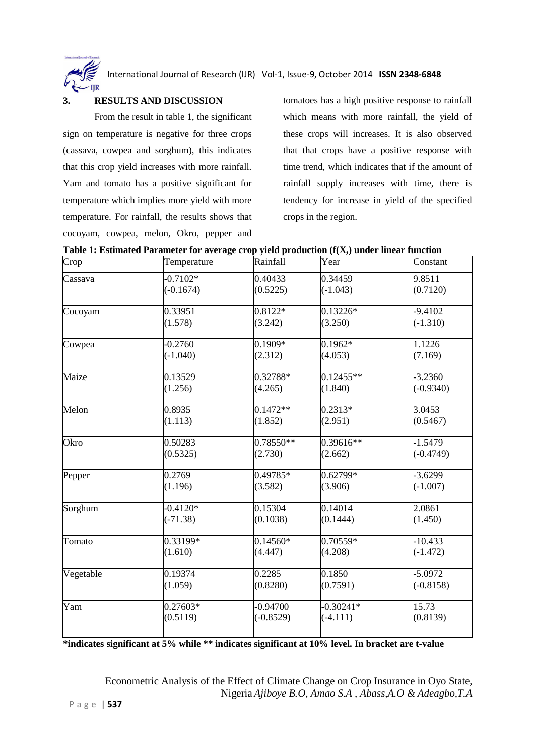## 3. RESULTS AND DISCUSSION

From the result in table 1, the significant sign on temperature is negative for three crops (cassava, cowpea and sorghum), this indicates that this crop yield increases with more rainfall. Yam and tomato has a positive significant for temperature which implies more yield with more temperature. For rainfall, the results shows that cocoyam, cowpea, melon, Okro, pepper and tomatoes has a high positive response to rainfall which means with more rainfall, the yield of these crops will increases. It is also observed that that crops have a positive response with time trend, which indicates that if the amount of rainfall supply increases with time, there is tendency for increase in yield of the specified crops in the region.

**Table 1: Estimated Parameter for average crop yield production (f(X,) under linear function**

| Crop | Temperature | Rainfall | Year | Constant |
|---|---|---|---|---|
| Cassava | -0.7102* (-0.1674) | 0.40433 (0.5225) | 0.34459 (-1.043) | 9.8511 (0.7120) |
| Cocoyam | 0.33951 (1.578) | 0.8122* (3.242) | 0.13226* (3.250) | -9.4102 (-1.310) |
| Cowpea | -0.2760 (-1.040) | 0.1909* (2.312) | 0.1962* (4.053) | 1.1226 (7.169) |
| Maize | 0.13529 (1.256) | 0.32788* (4.265) | 0.12455** (1.840) | -3.2360 (-0.9340) |
| Melon | 0.8935 (1.113) | 0.1472** (1.852) | 0.2313* (2.951) | 3.0453 (0.5467) |
| Okro | 0.50283 (0.5325) | 0.78550** (2.730) | 0.39616** (2.662) | -1.5479 (-0.4749) |
| Pepper | 0.2769 (1.196) | 0.49785* (3.582) | 0.62799* (3.906) | -3.6299 (-1.007) |
| Sorghum | -0.4120* (-71.38) | 0.15304 (0.1038) | 0.14014 (0.1444) | 2.0861 (1.450) |
| Tomato | 0.33199* (1.610) | 0.14560* (4.447) | 0.70559* (4.208) | -10.433 (-1.472) |
| Vegetable | 0.19374 (1.059) | 0.2285 (0.8280) | 0.1850 (0.7591) | -5.0972 (-0.8158) |
| Yam | 0.27603* (0.5119) | -0.94700 (-0.8529) | -0.30241* (-4.111) | 15.73 (0.8139) |

***indicates significant at 5% while ** indicates significant at 10% level. In bracket are t-value**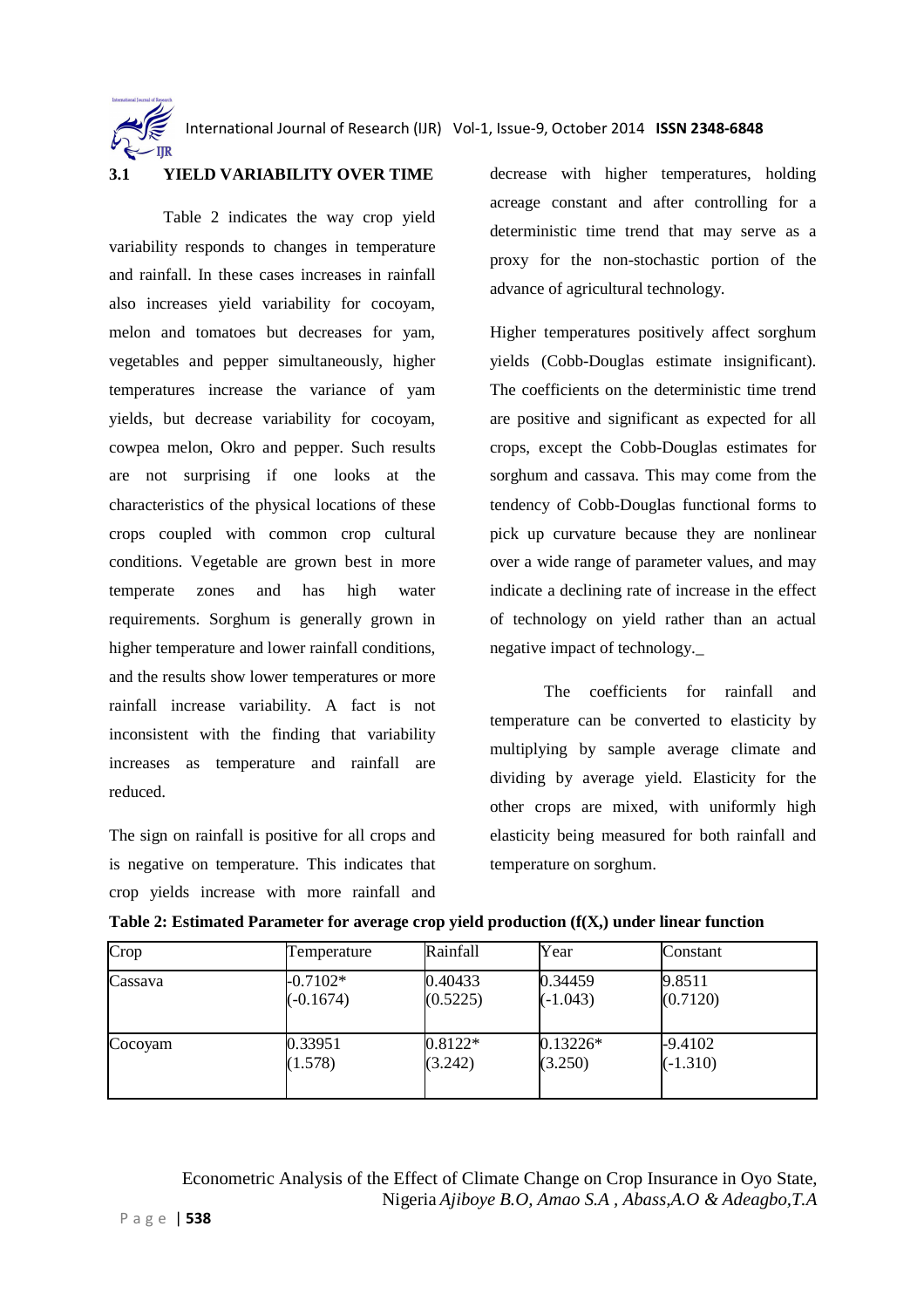### 3.1 YIELD VARIABILITY OVER TIME

Table 2 indicates the way crop yield variability responds to changes in temperature and rainfall. In these cases increases in rainfall also increases yield variability for cocoyam, melon and tomatoes but decreases for yam, vegetables and pepper simultaneously, higher temperatures increase the variance of yam yields, but decrease variability for cocoyam, cowpea melon, Okro and pepper. Such results are not surprising if one looks at the characteristics of the physical locations of these crops coupled with common crop cultural conditions. Vegetable are grown best in more temperate zones and has high water requirements. Sorghum is generally grown in higher temperature and lower rainfall conditions, and the results show lower temperatures or more rainfall increase variability. A fact is not inconsistent with the finding that variability increases as temperature and rainfall are reduced.

The sign on rainfall is positive for all crops and is negative on temperature. This indicates that crop yields increase with more rainfall and decrease with higher temperatures, holding acreage constant and after controlling for a deterministic time trend that may serve as a proxy for the non-stochastic portion of the advance of agricultural technology.

Higher temperatures positively affect sorghum yields (Cobb-Douglas estimate insignificant). The coefficients on the deterministic time trend are positive and significant as expected for all crops, except the Cobb-Douglas estimates for sorghum and cassava. This may come from the tendency of Cobb-Douglas functional forms to pick up curvature because they are nonlinear over a wide range of parameter values, and may indicate a declining rate of increase in the effect of technology on yield rather than an actual negative impact of technology._

The coefficients for rainfall and temperature can be converted to elasticity by multiplying by sample average climate and dividing by average yield. Elasticity for the other crops are mixed, with uniformly high elasticity being measured for both rainfall and temperature on sorghum.

**Table 2: Estimated Parameter for average crop yield production (f(X,) under linear function**

| Crop | Temperature | Rainfall | Year | Constant |
|---|---|---|---|---|
| Cassava | -0.7102*<br>(-0.1674) | 0.40433<br>(0.5225) | 0.34459<br>(-1.043) | 9.8511<br>(0.7120) |
| Cocoyam | 0.33951<br>(1.578) | 0.8122*<br>(3.242) | 0.13226*<br>(3.250) | -9.4102<br>(-1.310) |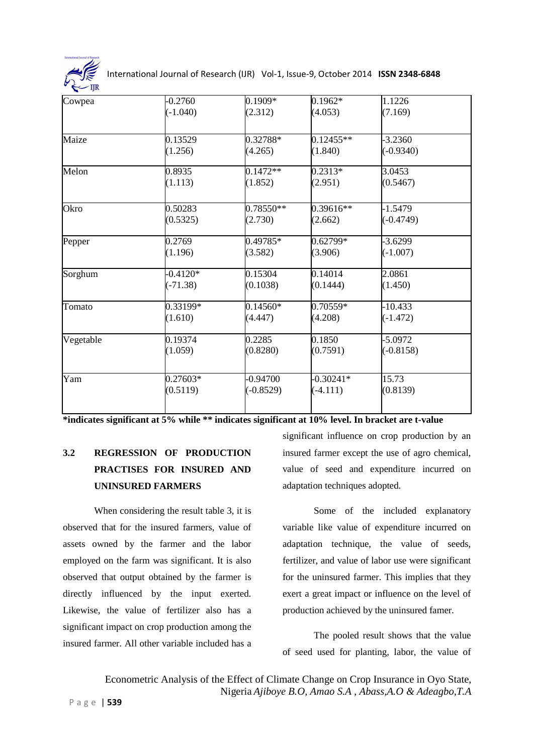| | | | | |
|---|---|---|---|---|
| Cowpea | -0.2760<br>(-1.040) | 0.1909*<br>(2.312) | 0.1962*<br>(4.053) | 1.1226<br>(7.169) |
| Maize | 0.13529<br>(1.256) | 0.32788*<br>(4.265) | 0.12455**<br>(1.840) | -3.2360<br>(-0.9340) |
| Melon | 0.8935<br>(1.113) | 0.1472**<br>(1.852) | 0.2313*<br>(2.951) | 3.0453<br>(0.5467) |
| Okro | 0.50283<br>(0.5325) | 0.78550**<br>(2.730) | 0.39616**<br>(2.662) | -1.5479<br>(-0.4749) |
| Pepper | 0.2769<br>(1.196) | 0.49785*<br>(3.582) | 0.62799*<br>(3.906) | -3.6299<br>(-1.007) |
| Sorghum | -0.4120*<br>(-71.38) | 0.15304<br>(0.1038) | 0.14014<br>(0.1444) | 2.0861<br>(1.450) |
| Tomato | 0.33199*<br>(1.610) | 0.14560*<br>(4.447) | 0.70559*<br>(4.208) | -10.433<br>(-1.472) |
| Vegetable | 0.19374<br>(1.059) | 0.2285<br>(0.8280) | 0.1850<br>(0.7591) | -5.0972<br>(-0.8158) |
| Yam | 0.27603*<br>(0.5119) | -0.94700<br>(-0.8529) | -0.30241*<br>(-4.111) | 15.73<br>(0.8139) |

**\*indicates significant at 5% while ** indicates significant at 10% level. In bracket are t-value**

### 3.2 REGRESSION OF PRODUCTION PRACTISES FOR INSURED AND UNINSURED FARMERS

When considering the result table 3, it is observed that for the insured farmers, value of assets owned by the farmer and the labor employed on the farm was significant. It is also observed that output obtained by the farmer is directly influenced by the input exerted. Likewise, the value of fertilizer also has a significant impact on crop production among the insured farmer. All other variable included has a significant influence on crop production by an insured farmer except the use of agro chemical, value of seed and expenditure incurred on adaptation techniques adopted.

Some of the included explanatory variable like value of expenditure incurred on adaptation technique, the value of seeds, fertilizer, and value of labor use were significant for the uninsured farmer. This implies that they exert a great impact or influence on the level of production achieved by the uninsured famer.

The pooled result shows that the value of seed used for planting, labor, the value of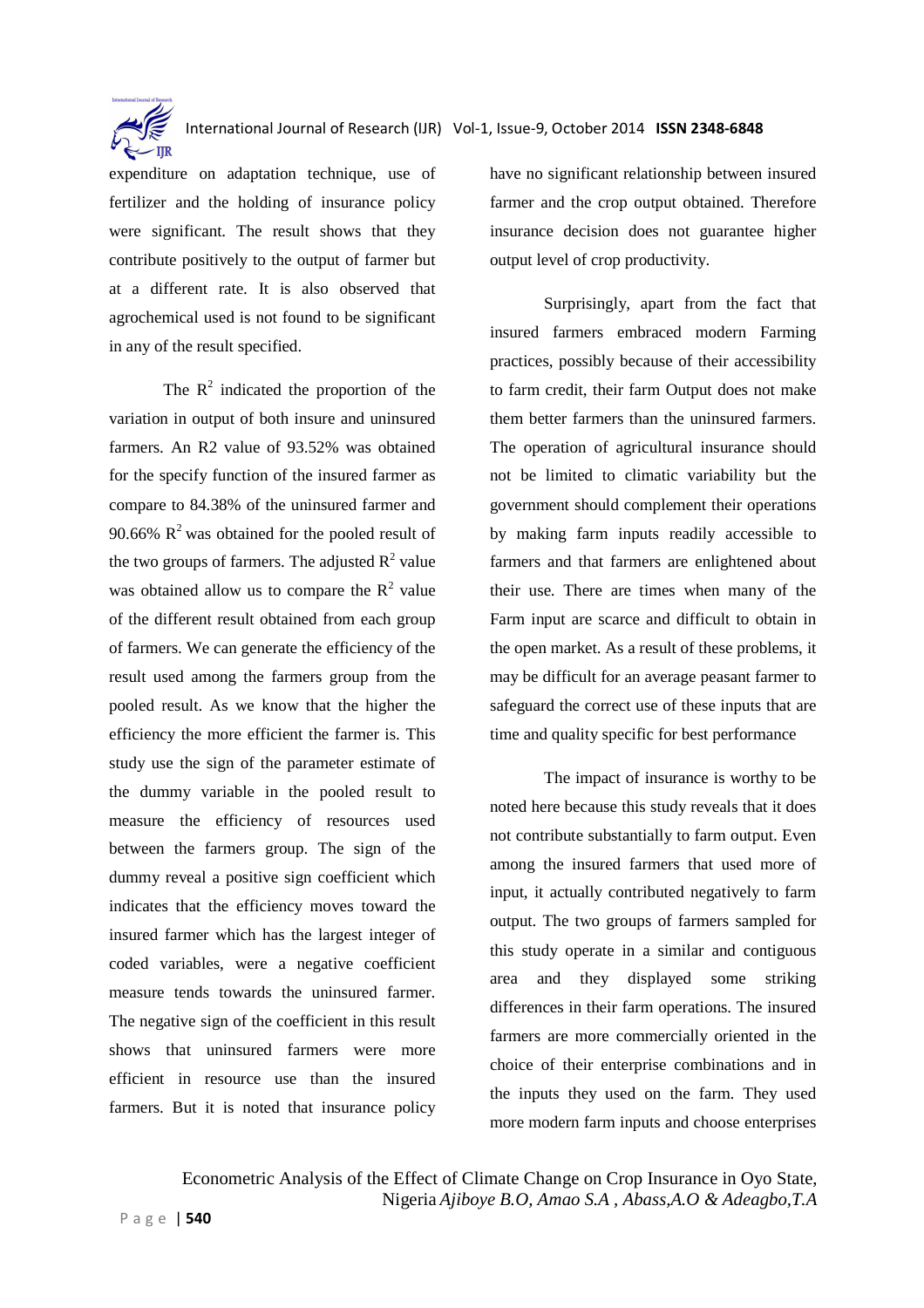expenditure on adaptation technique, use of fertilizer and the holding of insurance policy were significant. The result shows that they contribute positively to the output of farmer but at a different rate. It is also observed that agrochemical used is not found to be significant in any of the result specified.

The $R^2$ indicated the proportion of the variation in output of both insure and uninsured farmers. An R2 value of 93.52% was obtained for the specify function of the insured farmer as compare to 84.38% of the uninsured farmer and 90.66% $R^2$ was obtained for the pooled result of the two groups of farmers. The adjusted $R^2$ value was obtained allow us to compare the $R^2$ value of the different result obtained from each group of farmers. We can generate the efficiency of the result used among the farmers group from the pooled result. As we know that the higher the efficiency the more efficient the farmer is. This study use the sign of the parameter estimate of the dummy variable in the pooled result to measure the efficiency of resources used between the farmers group. The sign of the dummy reveal a positive sign coefficient which indicates that the efficiency moves toward the insured farmer which has the largest integer of coded variables, were a negative coefficient measure tends towards the uninsured farmer. The negative sign of the coefficient in this result shows that uninsured farmers were more efficient in resource use than the insured farmers. But it is noted that insurance policy have no significant relationship between insured farmer and the crop output obtained. Therefore insurance decision does not guarantee higher output level of crop productivity.

Surprisingly, apart from the fact that insured farmers embraced modern Farming practices, possibly because of their accessibility to farm credit, their farm Output does not make them better farmers than the uninsured farmers. The operation of agricultural insurance should not be limited to climatic variability but the government should complement their operations by making farm inputs readily accessible to farmers and that farmers are enlightened about their use. There are times when many of the Farm input are scarce and difficult to obtain in the open market. As a result of these problems, it may be difficult for an average peasant farmer to safeguard the correct use of these inputs that are time and quality specific for best performance

The impact of insurance is worthy to be noted here because this study reveals that it does not contribute substantially to farm output. Even among the insured farmers that used more of input, it actually contributed negatively to farm output. The two groups of farmers sampled for this study operate in a similar and contiguous area and they displayed some striking differences in their farm operations. The insured farmers are more commercially oriented in the choice of their enterprise combinations and in the inputs they used on the farm. They used more modern farm inputs and choose enterprises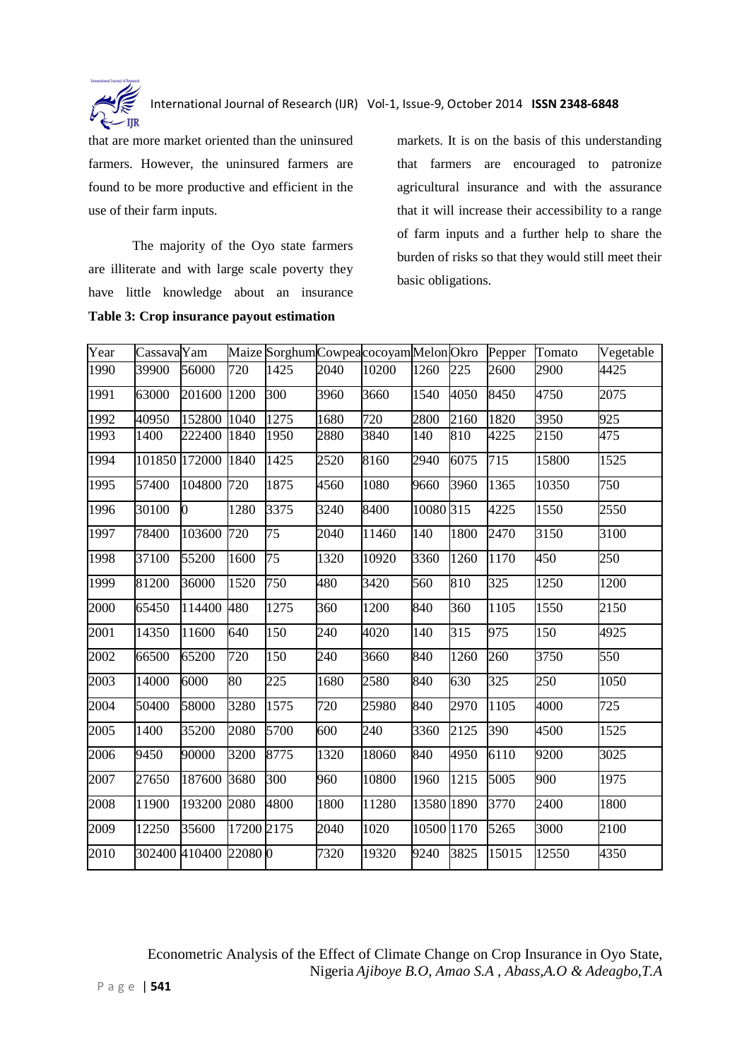that are more market oriented than the uninsured farmers. However, the uninsured farmers are found to be more productive and efficient in the use of their farm inputs.

The majority of the Oyo state farmers are illiterate and with large scale poverty they have little knowledge about an insurance markets. It is on the basis of this understanding that farmers are encouraged to patronize agricultural insurance and with the assurance that it will increase their accessibility to a range of farm inputs and a further help to share the burden of risks so that they would still meet their basic obligations.

**Table 3: Crop insurance payout estimation**

| Year | Cassava | Yam | Maize | Sorghum | Cowpea | cocoyam | Melon | Okro | Pepper | Tomato | Vegetable |
|---|---|---|---|---|---|---|---|---|---|---|---|
| 1990 | 39900 | 56000 | 720 | 1425 | 2040 | 10200 | 1260 | 225 | 2600 | 2900 | 4425 |
| 1991 | 63000 | 201600 | 1200 | 300 | 3960 | 3660 | 1540 | 4050 | 8450 | 4750 | 2075 |
| 1992 | 40950 | 152800 | 1040 | 1275 | 1680 | 720 | 2800 | 2160 | 1820 | 3950 | 925 |
| 1993 | 1400 | 222400 | 1840 | 1950 | 2880 | 3840 | 140 | 810 | 4225 | 2150 | 475 |
| 1994 | 101850 | 172000 | 1840 | 1425 | 2520 | 8160 | 2940 | 6075 | 715 | 15800 | 1525 |
| 1995 | 57400 | 104800 | 720 | 1875 | 4560 | 1080 | 9660 | 3960 | 1365 | 10350 | 750 |
| 1996 | 30100 | 0 | 1280 | 3375 | 3240 | 8400 | 10080 | 315 | 4225 | 1550 | 2550 |
| 1997 | 78400 | 103600 | 720 | 75 | 2040 | 11460 | 140 | 1800 | 2470 | 3150 | 3100 |
| 1998 | 37100 | 55200 | 1600 | 75 | 1320 | 10920 | 3360 | 1260 | 1170 | 450 | 250 |
| 1999 | 81200 | 36000 | 1520 | 750 | 480 | 3420 | 560 | 810 | 325 | 1250 | 1200 |
| 2000 | 65450 | 114400 | 480 | 1275 | 360 | 1200 | 840 | 360 | 1105 | 1550 | 2150 |
| 2001 | 14350 | 11600 | 640 | 150 | 240 | 4020 | 140 | 315 | 975 | 150 | 4925 |
| 2002 | 66500 | 65200 | 720 | 150 | 240 | 3660 | 840 | 1260 | 260 | 3750 | 550 |
| 2003 | 14000 | 6000 | 80 | 225 | 1680 | 2580 | 840 | 630 | 325 | 250 | 1050 |
| 2004 | 50400 | 58000 | 3280 | 1575 | 720 | 25980 | 840 | 2970 | 1105 | 4000 | 725 |
| 2005 | 1400 | 35200 | 2080 | 5700 | 600 | 240 | 3360 | 2125 | 390 | 4500 | 1525 |
| 2006 | 9450 | 90000 | 3200 | 8775 | 1320 | 18060 | 840 | 4950 | 6110 | 9200 | 3025 |
| 2007 | 27650 | 187600 | 3680 | 300 | 960 | 10800 | 1960 | 1215 | 5005 | 900 | 1975 |
| 2008 | 11900 | 193200 | 2080 | 4800 | 1800 | 11280 | 13580 | 1890 | 3770 | 2400 | 1800 |
| 2009 | 12250 | 35600 | 17200 | 2175 | 2040 | 1020 | 10500 | 1170 | 5265 | 3000 | 2100 |
| 2010 | 302400 | 410400 | 22080 | 0 | 7320 | 19320 | 9240 | 3825 | 15015 | 12550 | 4350 |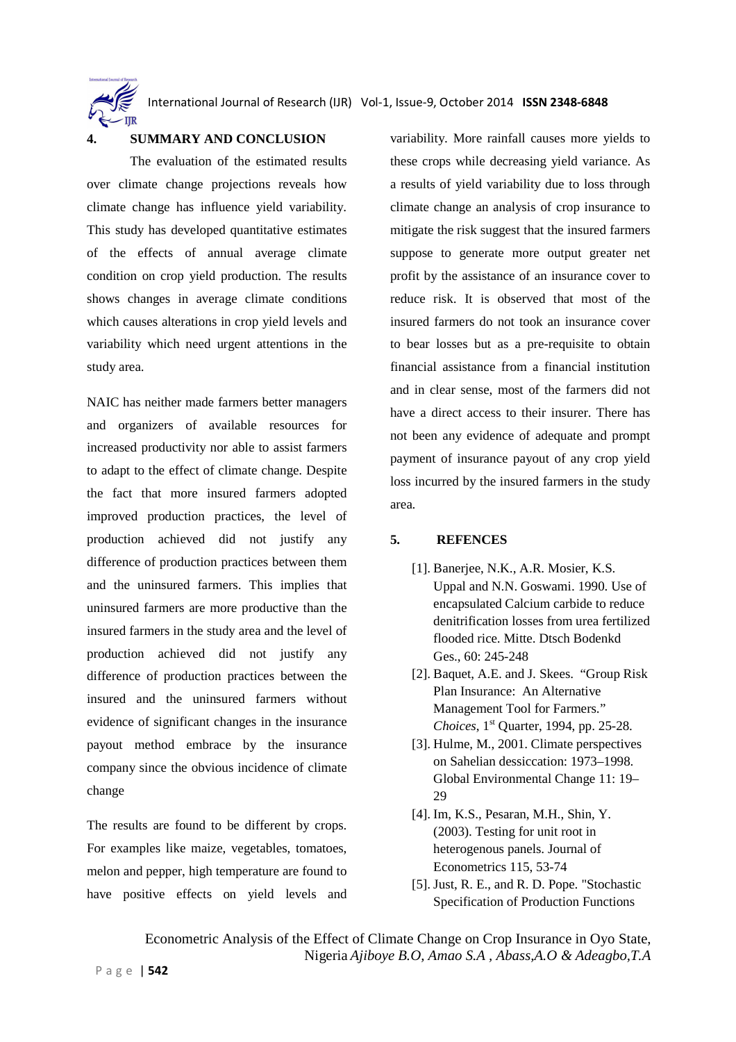## 4. SUMMARY AND CONCLUSION

The evaluation of the estimated results over climate change projections reveals how climate change has influence yield variability. This study has developed quantitative estimates of the effects of annual average climate condition on crop yield production. The results shows changes in average climate conditions which causes alterations in crop yield levels and variability which need urgent attentions in the study area.

NAIC has neither made farmers better managers and organizers of available resources for increased productivity nor able to assist farmers to adapt to the effect of climate change. Despite the fact that more insured farmers adopted improved production practices, the level of production achieved did not justify any difference of production practices between them and the uninsured farmers. This implies that uninsured farmers are more productive than the insured farmers in the study area and the level of production achieved did not justify any difference of production practices between the insured and the uninsured farmers without evidence of significant changes in the insurance payout method embrace by the insurance company since the obvious incidence of climate change

The results are found to be different by crops. For examples like maize, vegetables, tomatoes, melon and pepper, high temperature are found to have positive effects on yield levels and variability. More rainfall causes more yields to these crops while decreasing yield variance. As a results of yield variability due to loss through climate change an analysis of crop insurance to mitigate the risk suggest that the insured farmers suppose to generate more output greater net profit by the assistance of an insurance cover to reduce risk. It is observed that most of the insured farmers do not took an insurance cover to bear losses but as a pre-requisite to obtain financial assistance from a financial institution and in clear sense, most of the farmers did not have a direct access to their insurer. There has not been any evidence of adequate and prompt payment of insurance payout of any crop yield loss incurred by the insured farmers in the study area.

## 5. REFENCES

[1]. Banerjee, N.K., A.R. Mosier, K.S. Uppal and N.N. Goswami. 1990. Use of encapsulated Calcium carbide to reduce denitrification losses from urea fertilized flooded rice. Mitte. Dtsch Bodenkd Ges., 60: 245-248

[2]. Baquet, A.E. and J. Skees. "Group Risk Plan Insurance: An Alternative Management Tool for Farmers." *Choices*, 1st Quarter, 1994, pp. 25-28.

[3]. Hulme, M., 2001. Climate perspectives on Sahelian dessiccation: 1973–1998. Global Environmental Change 11: 19–29

[4]. Im, K.S., Pesaran, M.H., Shin, Y. (2003). Testing for unit root in heterogenous panels. Journal of Econometrics 115, 53-74

[5]. Just, R. E., and R. D. Pope. "Stochastic Specification of Production Functions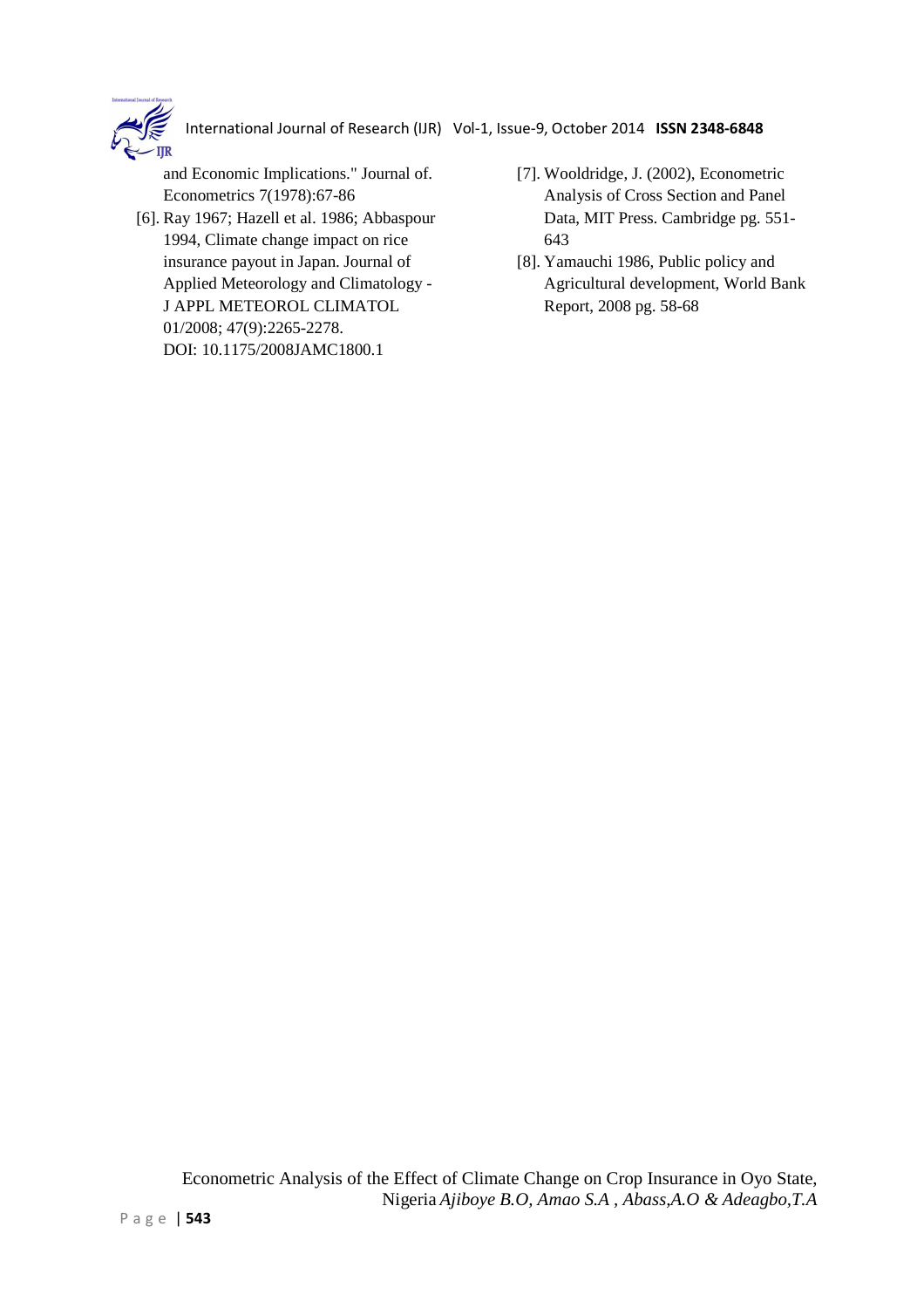and Economic Implications." Journal of. Econometrics 7(1978):67-86

[6]. Ray 1967; Hazell et al. 1986; Abbaspour 1994, Climate change impact on rice insurance payout in Japan. Journal of Applied Meteorology and Climatology - J APPL METEOROL CLIMATOL 01/2008; 47(9):2265-2278. DOI: 10.1175/2008JAMC1800.1

[7]. Wooldridge, J. (2002), Econometric Analysis of Cross Section and Panel Data, MIT Press. Cambridge pg. 551-643

[8]. Yamauchi 1986, Public policy and Agricultural development, World Bank Report, 2008 pg. 58-68